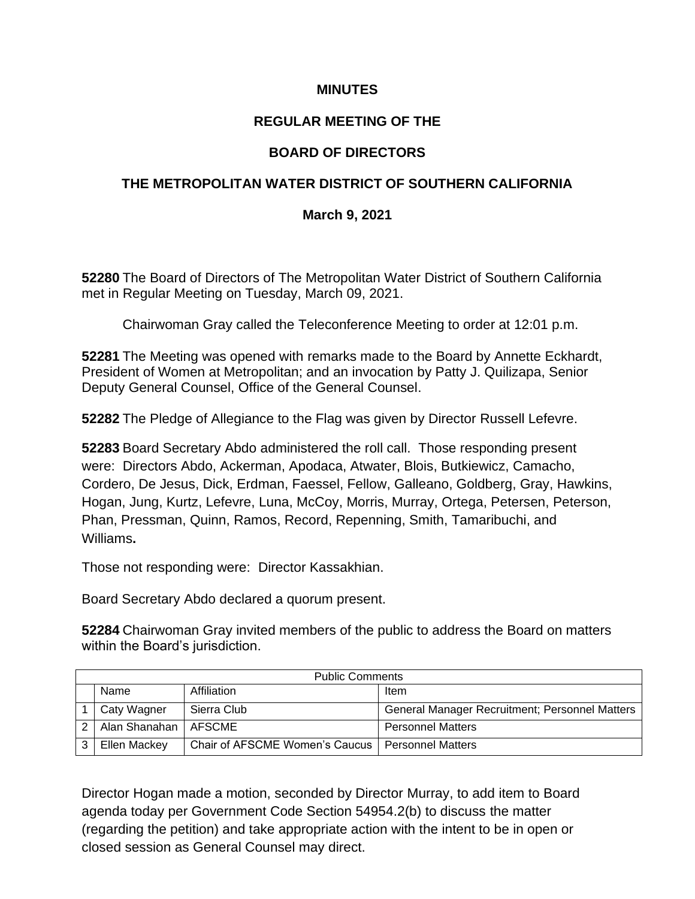# MINUTES

## REGULAR MEETING OF THE

## BOARD OF DIRECTORS

## THE METROPOLITAN WATER DISTRICT OF SOUTHERN CALIFORNIA

**March 9, 2021**

**52280** The Board of Directors of The Metropolitan Water District of Southern California met in Regular Meeting on Tuesday, March 09, 2021.

Chairwoman Gray called the Teleconference Meeting to order at 12:01 p.m.

**52281** The Meeting was opened with remarks made to the Board by Annette Eckhardt, President of Women at Metropolitan; and an invocation by Patty J. Quilizapa, Senior Deputy General Counsel, Office of the General Counsel.

**52282** The Pledge of Allegiance to the Flag was given by Director Russell Lefevre.

**52283** Board Secretary Abdo administered the roll call. Those responding present were: Directors Abdo, Ackerman, Apodaca, Atwater, Blois, Butkiewicz, Camacho, Cordero, De Jesus, Dick, Erdman, Faessel, Fellow, Galleano, Goldberg, Gray, Hawkins, Hogan, Jung, Kurtz, Lefevre, Luna, McCoy, Morris, Murray, Ortega, Petersen, Peterson, Phan, Pressman, Quinn, Ramos, Record, Repenning, Smith, Tamaribuchi, and Williams**.**

Those not responding were: Director Kassakhian.

Board Secretary Abdo declared a quorum present.

**52284** Chairwoman Gray invited members of the public to address the Board on matters within the Board's jurisdiction.

| Public Comments | | | |
|---|---|---|---|
| | Name | Affiliation | Item |
| 1 | Caty Wagner | Sierra Club | General Manager Recruitment; Personnel Matters |
| 2 | Alan Shanahan | AFSCME | Personnel Matters |
| 3 | Ellen Mackey | Chair of AFSCME Women's Caucus | Personnel Matters |

Director Hogan made a motion, seconded by Director Murray, to add item to Board agenda today per Government Code Section 54954.2(b) to discuss the matter (regarding the petition) and take appropriate action with the intent to be in open or closed session as General Counsel may direct.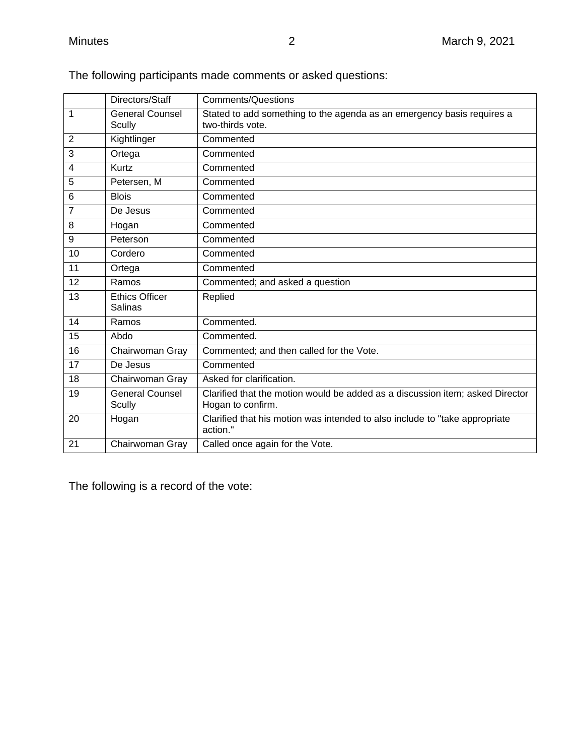The following participants made comments or asked questions:

| | Directors/Staff | Comments/Questions |
|---|---|---|
| 1 | General Counsel Scully | Stated to add something to the agenda as an emergency basis requires a two-thirds vote. |
| 2 | Kightlinger | Commented |
| 3 | Ortega | Commented |
| 4 | Kurtz | Commented |
| 5 | Petersen, M | Commented |
| 6 | Blois | Commented |
| 7 | De Jesus | Commented |
| 8 | Hogan | Commented |
| 9 | Peterson | Commented |
| 10 | Cordero | Commented |
| 11 | Ortega | Commented |
| 12 | Ramos | Commented; and asked a question |
| 13 | Ethics Officer Salinas | Replied |
| 14 | Ramos | Commented. |
| 15 | Abdo | Commented. |
| 16 | Chairwoman Gray | Commented; and then called for the Vote. |
| 17 | De Jesus | Commented |
| 18 | Chairwoman Gray | Asked for clarification. |
| 19 | General Counsel Scully | Clarified that the motion would be added as a discussion item; asked Director Hogan to confirm. |
| 20 | Hogan | Clarified that his motion was intended to also include to "take appropriate action." |
| 21 | Chairwoman Gray | Called once again for the Vote. |

The following is a record of the vote: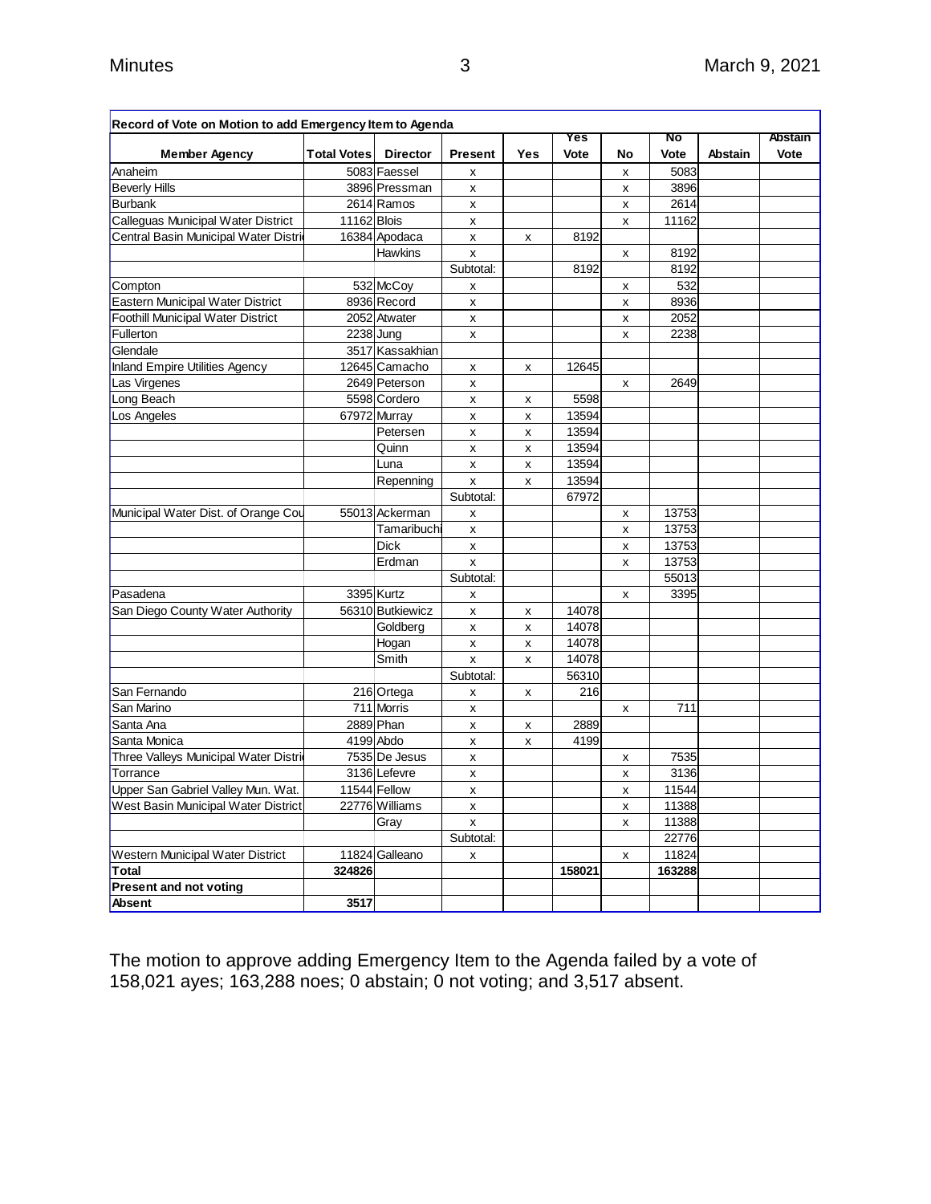| Record of Vote on Motion to add Emergency Item to Agenda | | | | | | | | | |
|---|---|---|---|---|---|---|---|---|---|
| **Member Agency** | **Total Votes** | **Director** | **Present** | **Yes** | **Yes Vote** | **No** | **No Vote** | **Abstain** | **Abstain Vote** |
| Anaheim | 5083 | Faessel | x | | | x | 5083 | | |
| Beverly Hills | 3896 | Pressman | x | | | x | 3896 | | |
| Burbank | 2614 | Ramos | x | | | x | 2614 | | |
| Calleguas Municipal Water District | 11162 | Blois | x | | | x | 11162 | | |
| Central Basin Municipal Water Distri | 16384 | Apodaca | x | x | 8192 | | | | |
| | | Hawkins | x | | | x | 8192 | | |
| | | | Subtotal: | | 8192 | | 8192 | | |
| Compton | 532 | McCoy | x | | | x | 532 | | |
| Eastern Municipal Water District | 8936 | Record | x | | | x | 8936 | | |
| Foothill Municipal Water District | 2052 | Atwater | x | | | x | 2052 | | |
| Fullerton | 2238 | Jung | x | | | x | 2238 | | |
| Glendale | 3517 | Kassakhian | | | | | | | |
| Inland Empire Utilities Agency | 12645 | Camacho | x | x | 12645 | | | | |
| Las Virgenes | 2649 | Peterson | x | | | x | 2649 | | |
| Long Beach | 5598 | Cordero | x | x | 5598 | | | | |
| Los Angeles | 67972 | Murray | x | x | 13594 | | | | |
| | | Petersen | x | x | 13594 | | | | |
| | | Quinn | x | x | 13594 | | | | |
| | | Luna | x | x | 13594 | | | | |
| | | Repenning | x | x | 13594 | | | | |
| | | | Subtotal: | | 67972 | | | | |
| Municipal Water Dist. of Orange Cou | 55013 | Ackerman | x | | | x | 13753 | | |
| | | Tamaribuchi | x | | | x | 13753 | | |
| | | Dick | x | | | x | 13753 | | |
| | | Erdman | x | | | x | 13753 | | |
| | | | Subtotal: | | | | 55013 | | |
| Pasadena | 3395 | Kurtz | x | | | x | 3395 | | |
| San Diego County Water Authority | 56310 | Butkiewicz | x | x | 14078 | | | | |
| | | Goldberg | x | x | 14078 | | | | |
| | | Hogan | x | x | 14078 | | | | |
| | | Smith | x | x | 14078 | | | | |
| | | | Subtotal: | | 56310 | | | | |
| San Fernando | 216 | Ortega | x | x | 216 | | | | |
| San Marino | 711 | Morris | x | | | x | 711 | | |
| Santa Ana | 2889 | Phan | x | x | 2889 | | | | |
| Santa Monica | 4199 | Abdo | x | x | 4199 | | | | |
| Three Valleys Municipal Water Distri | 7535 | De Jesus | x | | | x | 7535 | | |
| Torrance | 3136 | Lefevre | x | | | x | 3136 | | |
| Upper San Gabriel Valley Mun. Wat. | 11544 | Fellow | x | | | x | 11544 | | |
| West Basin Municipal Water District | 22776 | Williams | x | | | x | 11388 | | |
| | | Gray | x | | | x | 11388 | | |
| | | | Subtotal: | | | | 22776 | | |
| Western Municipal Water District | 11824 | Galleano | x | | | x | 11824 | | |
| **Total** | **324826** | | | | **158021** | | **163288** | | |
| **Present and not voting** | | | | | | | | | |
| **Absent** | **3517** | | | | | | | | |

The motion to approve adding Emergency Item to the Agenda failed by a vote of 158,021 ayes; 163,288 noes; 0 abstain; 0 not voting; and 3,517 absent.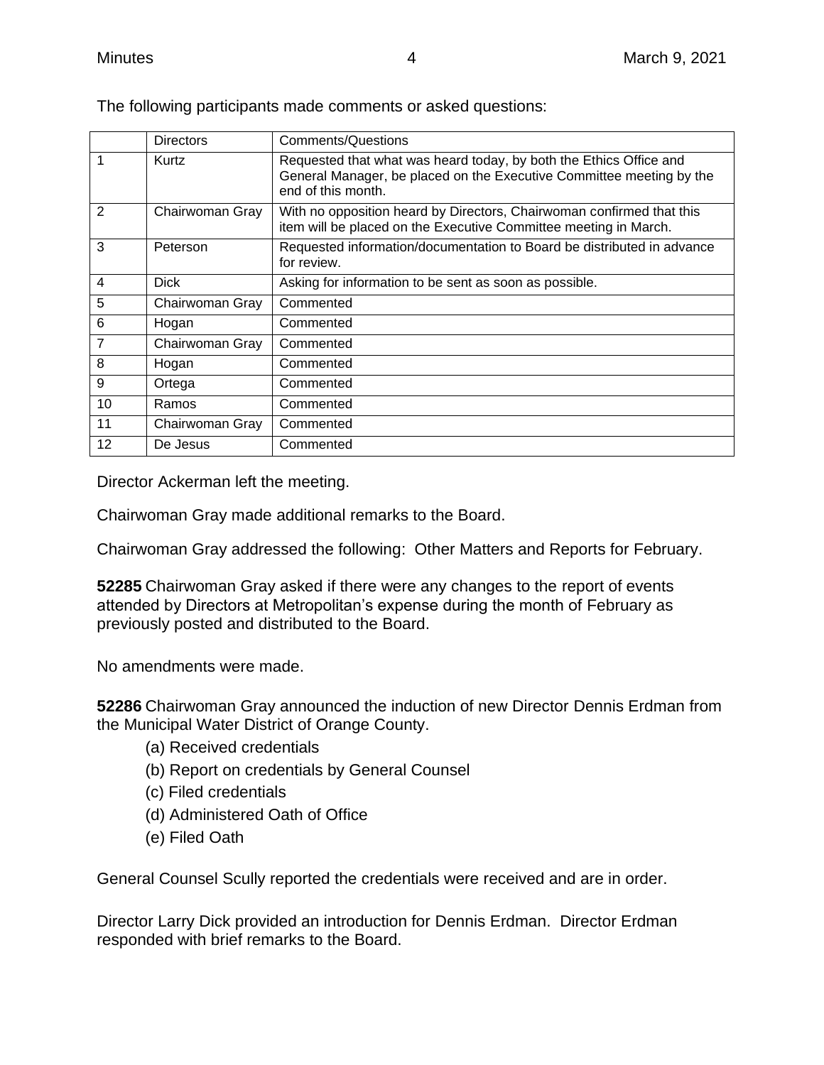The following participants made comments or asked questions:

| | Directors | Comments/Questions |
|---|---|---|
| 1 | Kurtz | Requested that what was heard today, by both the Ethics Office and General Manager, be placed on the Executive Committee meeting by the end of this month. |
| 2 | Chairwoman Gray | With no opposition heard by Directors, Chairwoman confirmed that this item will be placed on the Executive Committee meeting in March. |
| 3 | Peterson | Requested information/documentation to Board be distributed in advance for review. |
| 4 | Dick | Asking for information to be sent as soon as possible. |
| 5 | Chairwoman Gray | Commented |
| 6 | Hogan | Commented |
| 7 | Chairwoman Gray | Commented |
| 8 | Hogan | Commented |
| 9 | Ortega | Commented |
| 10 | Ramos | Commented |
| 11 | Chairwoman Gray | Commented |
| 12 | De Jesus | Commented |

Director Ackerman left the meeting.

Chairwoman Gray made additional remarks to the Board.

Chairwoman Gray addressed the following: Other Matters and Reports for February.

**52285** Chairwoman Gray asked if there were any changes to the report of events attended by Directors at Metropolitan's expense during the month of February as previously posted and distributed to the Board.

No amendments were made.

**52286** Chairwoman Gray announced the induction of new Director Dennis Erdman from the Municipal Water District of Orange County.

(a) Received credentials
(b) Report on credentials by General Counsel
(c) Filed credentials
(d) Administered Oath of Office
(e) Filed Oath

General Counsel Scully reported the credentials were received and are in order.

Director Larry Dick provided an introduction for Dennis Erdman. Director Erdman responded with brief remarks to the Board.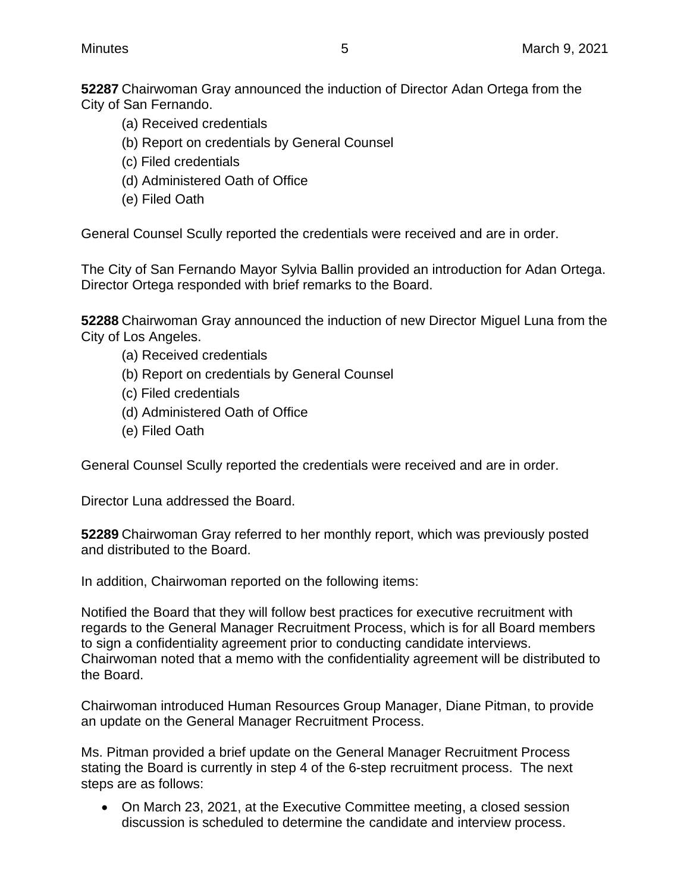**52287** Chairwoman Gray announced the induction of Director Adan Ortega from the City of San Fernando.

(a) Received credentials
(b) Report on credentials by General Counsel
(c) Filed credentials
(d) Administered Oath of Office
(e) Filed Oath

General Counsel Scully reported the credentials were received and are in order.

The City of San Fernando Mayor Sylvia Ballin provided an introduction for Adan Ortega. Director Ortega responded with brief remarks to the Board.

**52288** Chairwoman Gray announced the induction of new Director Miguel Luna from the City of Los Angeles.

(a) Received credentials
(b) Report on credentials by General Counsel
(c) Filed credentials
(d) Administered Oath of Office
(e) Filed Oath

General Counsel Scully reported the credentials were received and are in order.

Director Luna addressed the Board.

**52289** Chairwoman Gray referred to her monthly report, which was previously posted and distributed to the Board.

In addition, Chairwoman reported on the following items:

Notified the Board that they will follow best practices for executive recruitment with regards to the General Manager Recruitment Process, which is for all Board members to sign a confidentiality agreement prior to conducting candidate interviews. Chairwoman noted that a memo with the confidentiality agreement will be distributed to the Board.

Chairwoman introduced Human Resources Group Manager, Diane Pitman, to provide an update on the General Manager Recruitment Process.

Ms. Pitman provided a brief update on the General Manager Recruitment Process stating the Board is currently in step 4 of the 6-step recruitment process. The next steps are as follows:

- On March 23, 2021, at the Executive Committee meeting, a closed session discussion is scheduled to determine the candidate and interview process.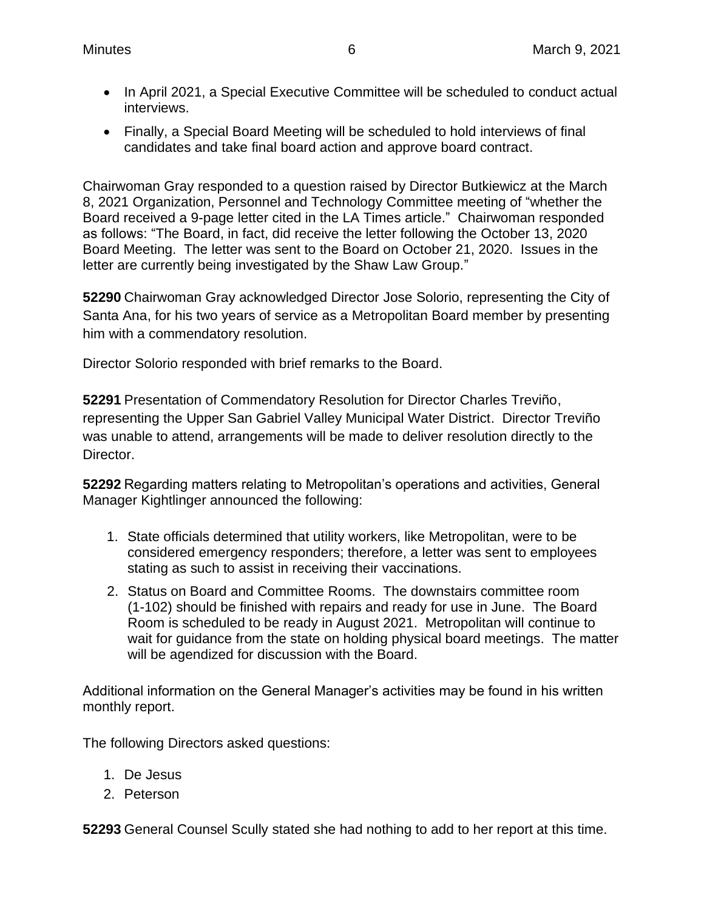- In April 2021, a Special Executive Committee will be scheduled to conduct actual interviews.
- Finally, a Special Board Meeting will be scheduled to hold interviews of final candidates and take final board action and approve board contract.

Chairwoman Gray responded to a question raised by Director Butkiewicz at the March 8, 2021 Organization, Personnel and Technology Committee meeting of "whether the Board received a 9-page letter cited in the LA Times article." Chairwoman responded as follows: "The Board, in fact, did receive the letter following the October 13, 2020 Board Meeting. The letter was sent to the Board on October 21, 2020. Issues in the letter are currently being investigated by the Shaw Law Group."

**52290** Chairwoman Gray acknowledged Director Jose Solorio, representing the City of Santa Ana, for his two years of service as a Metropolitan Board member by presenting him with a commendatory resolution.

Director Solorio responded with brief remarks to the Board.

**52291** Presentation of Commendatory Resolution for Director Charles Treviño, representing the Upper San Gabriel Valley Municipal Water District. Director Treviño was unable to attend, arrangements will be made to deliver resolution directly to the Director.

**52292** Regarding matters relating to Metropolitan's operations and activities, General Manager Kightlinger announced the following:

1. State officials determined that utility workers, like Metropolitan, were to be considered emergency responders; therefore, a letter was sent to employees stating as such to assist in receiving their vaccinations.
2. Status on Board and Committee Rooms. The downstairs committee room (1-102) should be finished with repairs and ready for use in June. The Board Room is scheduled to be ready in August 2021. Metropolitan will continue to wait for guidance from the state on holding physical board meetings. The matter will be agendized for discussion with the Board.

Additional information on the General Manager's activities may be found in his written monthly report.

The following Directors asked questions:

1. De Jesus
2. Peterson

**52293** General Counsel Scully stated she had nothing to add to her report at this time.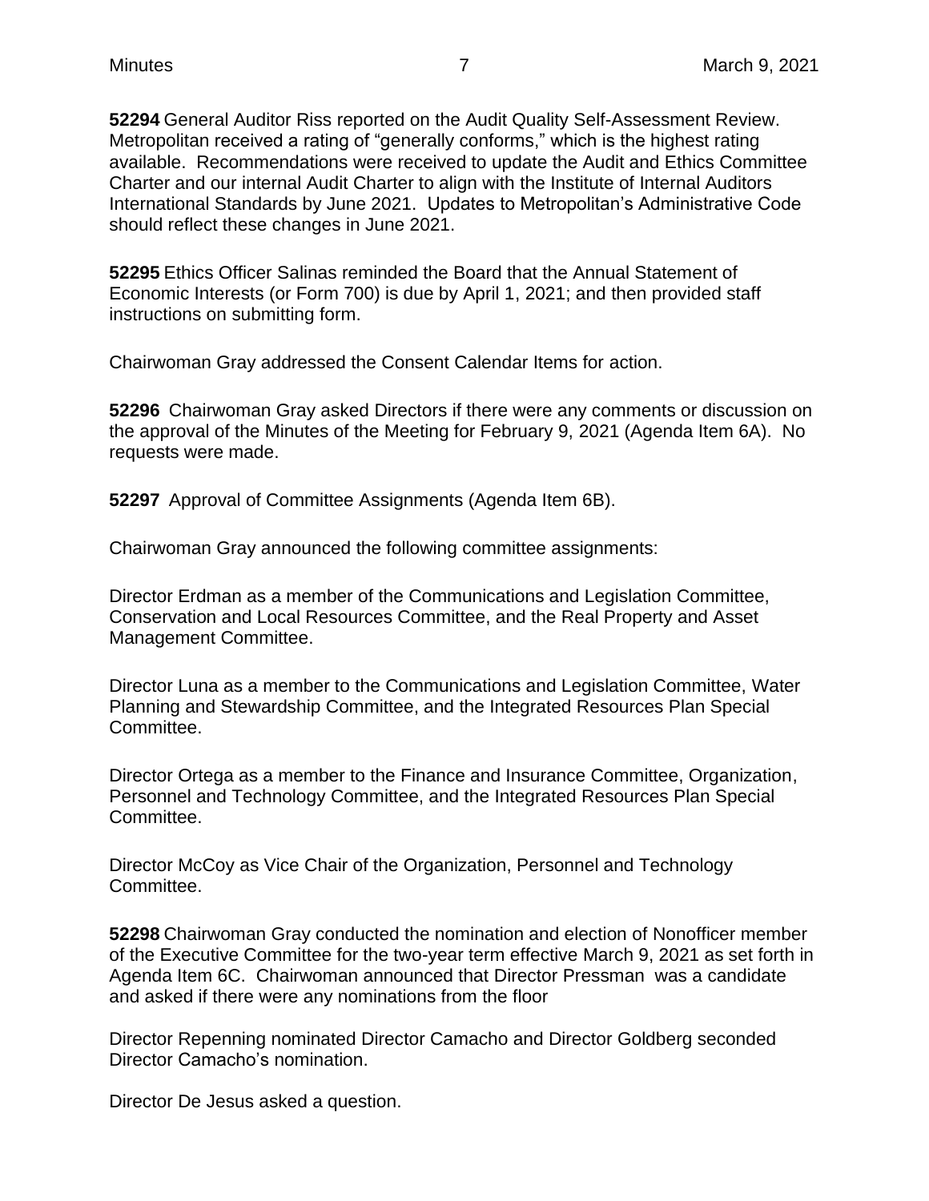**52294** General Auditor Riss reported on the Audit Quality Self-Assessment Review. Metropolitan received a rating of "generally conforms," which is the highest rating available. Recommendations were received to update the Audit and Ethics Committee Charter and our internal Audit Charter to align with the Institute of Internal Auditors International Standards by June 2021. Updates to Metropolitan's Administrative Code should reflect these changes in June 2021.

**52295** Ethics Officer Salinas reminded the Board that the Annual Statement of Economic Interests (or Form 700) is due by April 1, 2021; and then provided staff instructions on submitting form.

Chairwoman Gray addressed the Consent Calendar Items for action.

**52296** Chairwoman Gray asked Directors if there were any comments or discussion on the approval of the Minutes of the Meeting for February 9, 2021 (Agenda Item 6A). No requests were made.

**52297** Approval of Committee Assignments (Agenda Item 6B).

Chairwoman Gray announced the following committee assignments:

Director Erdman as a member of the Communications and Legislation Committee, Conservation and Local Resources Committee, and the Real Property and Asset Management Committee.

Director Luna as a member to the Communications and Legislation Committee, Water Planning and Stewardship Committee, and the Integrated Resources Plan Special Committee.

Director Ortega as a member to the Finance and Insurance Committee, Organization, Personnel and Technology Committee, and the Integrated Resources Plan Special Committee.

Director McCoy as Vice Chair of the Organization, Personnel and Technology Committee.

**52298** Chairwoman Gray conducted the nomination and election of Nonofficer member of the Executive Committee for the two-year term effective March 9, 2021 as set forth in Agenda Item 6C. Chairwoman announced that Director Pressman was a candidate and asked if there were any nominations from the floor

Director Repenning nominated Director Camacho and Director Goldberg seconded Director Camacho's nomination.

Director De Jesus asked a question.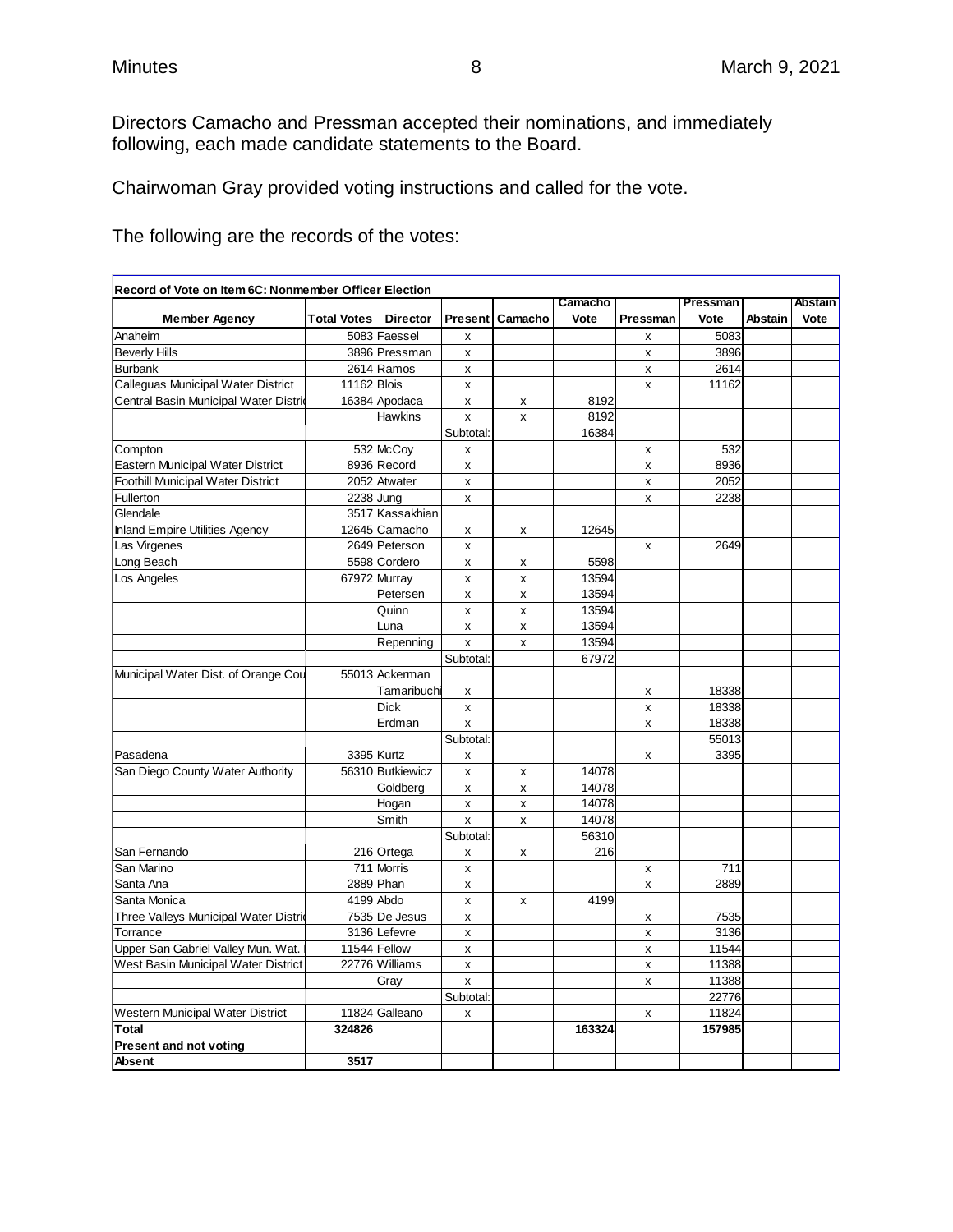Directors Camacho and Pressman accepted their nominations, and immediately following, each made candidate statements to the Board.

Chairwoman Gray provided voting instructions and called for the vote.

The following are the records of the votes:

**Record of Vote on Item 6C: Nonmember Officer Election**

| Member Agency | Total Votes | Director | Present | Camacho | Camacho Vote | Pressman | Pressman Vote | Abstain | Abstain Vote |
|---|---|---|---|---|---|---|---|---|---|
| Anaheim | 5083 | Faessel | x | | | x | 5083 | | |
| Beverly Hills | 3896 | Pressman | x | | | x | 3896 | | |
| Burbank | 2614 | Ramos | x | | | x | 2614 | | |
| Calleguas Municipal Water District | 11162 | Blois | x | | | x | 11162 | | |
| Central Basin Municipal Water Distric | 16384 | Apodaca | x | x | 8192 | | | | |
| | | Hawkins | x | x | 8192 | | | | |
| | | | Subtotal: | | 16384 | | | | |
| Compton | 532 | McCoy | x | | | x | 532 | | |
| Eastern Municipal Water District | 8936 | Record | x | | | x | 8936 | | |
| Foothill Municipal Water District | 2052 | Atwater | x | | | x | 2052 | | |
| Fullerton | 2238 | Jung | x | | | x | 2238 | | |
| Glendale | 3517 | Kassakhian | | | | | | | |
| Inland Empire Utilities Agency | 12645 | Camacho | x | x | 12645 | | | | |
| Las Virgenes | 2649 | Peterson | x | | | x | 2649 | | |
| Long Beach | 5598 | Cordero | x | x | 5598 | | | | |
| Los Angeles | 67972 | Murray | x | x | 13594 | | | | |
| | | Petersen | x | x | 13594 | | | | |
| | | Quinn | x | x | 13594 | | | | |
| | | Luna | x | x | 13594 | | | | |
| | | Repenning | x | x | 13594 | | | | |
| | | | Subtotal: | | 67972 | | | | |
| Municipal Water Dist. of Orange Cou | 55013 | Ackerman | | | | | | | |
| | | Tamaribuchi | x | | | x | 18338 | | |
| | | Dick | x | | | x | 18338 | | |
| | | Erdman | x | | | x | 18338 | | |
| | | | Subtotal: | | | | 55013 | | |
| Pasadena | 3395 | Kurtz | x | | | x | 3395 | | |
| San Diego County Water Authority | 56310 | Butkiewicz | x | x | 14078 | | | | |
| | | Goldberg | x | x | 14078 | | | | |
| | | Hogan | x | x | 14078 | | | | |
| | | Smith | x | x | 14078 | | | | |
| | | | Subtotal: | | 56310 | | | | |
| San Fernando | 216 | Ortega | x | x | 216 | | | | |
| San Marino | 711 | Morris | x | | | x | 711 | | |
| Santa Ana | 2889 | Phan | x | | | x | 2889 | | |
| Santa Monica | 4199 | Abdo | x | x | 4199 | | | | |
| Three Valleys Municipal Water Distric | 7535 | De Jesus | x | | | x | 7535 | | |
| Torrance | 3136 | Lefevre | x | | | x | 3136 | | |
| Upper San Gabriel Valley Mun. Wat. | 11544 | Fellow | x | | | x | 11544 | | |
| West Basin Municipal Water District | 22776 | Williams | x | | | x | 11388 | | |
| | | Gray | x | | | x | 11388 | | |
| | | | Subtotal: | | | | 22776 | | |
| Western Municipal Water District | 11824 | Galleano | x | | | x | 11824 | | |
| **Total** | **324826** | | | | **163324** | | **157985** | | |
| **Present and not voting** | | | | | | | | | |
| **Absent** | **3517** | | | | | | | | |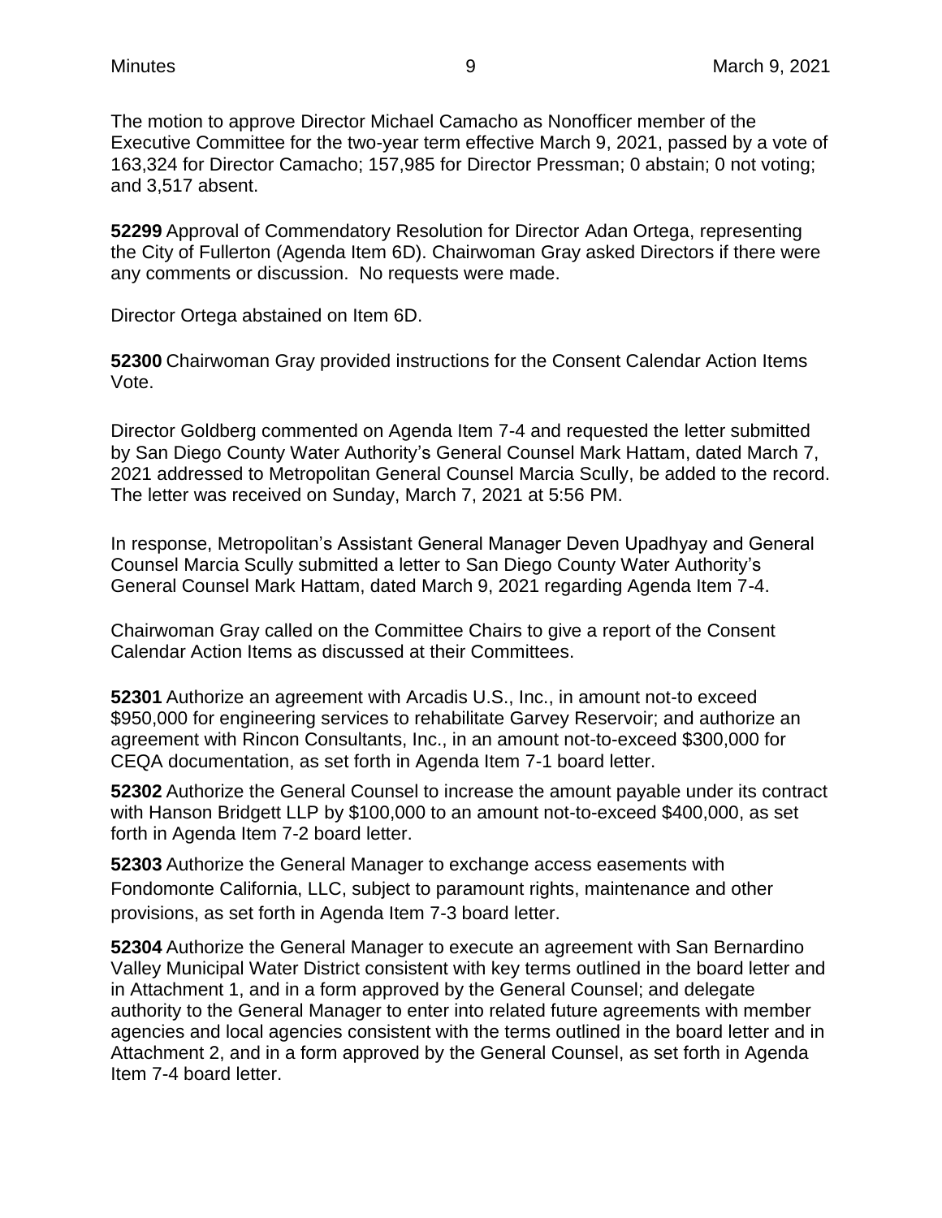The motion to approve Director Michael Camacho as Nonofficer member of the Executive Committee for the two-year term effective March 9, 2021, passed by a vote of 163,324 for Director Camacho; 157,985 for Director Pressman; 0 abstain; 0 not voting; and 3,517 absent.

**52299** Approval of Commendatory Resolution for Director Adan Ortega, representing the City of Fullerton (Agenda Item 6D). Chairwoman Gray asked Directors if there were any comments or discussion. No requests were made.

Director Ortega abstained on Item 6D.

**52300** Chairwoman Gray provided instructions for the Consent Calendar Action Items Vote.

Director Goldberg commented on Agenda Item 7-4 and requested the letter submitted by San Diego County Water Authority's General Counsel Mark Hattam, dated March 7, 2021 addressed to Metropolitan General Counsel Marcia Scully, be added to the record. The letter was received on Sunday, March 7, 2021 at 5:56 PM.

In response, Metropolitan's Assistant General Manager Deven Upadhyay and General Counsel Marcia Scully submitted a letter to San Diego County Water Authority's General Counsel Mark Hattam, dated March 9, 2021 regarding Agenda Item 7-4.

Chairwoman Gray called on the Committee Chairs to give a report of the Consent Calendar Action Items as discussed at their Committees.

**52301** Authorize an agreement with Arcadis U.S., Inc., in amount not-to exceed $950,000 for engineering services to rehabilitate Garvey Reservoir; and authorize an agreement with Rincon Consultants, Inc., in an amount not-to-exceed $300,000 for CEQA documentation, as set forth in Agenda Item 7-1 board letter.

**52302** Authorize the General Counsel to increase the amount payable under its contract with Hanson Bridgett LLP by $100,000 to an amount not-to-exceed $400,000, as set forth in Agenda Item 7-2 board letter.

**52303** Authorize the General Manager to exchange access easements with Fondomonte California, LLC, subject to paramount rights, maintenance and other provisions, as set forth in Agenda Item 7-3 board letter.

**52304** Authorize the General Manager to execute an agreement with San Bernardino Valley Municipal Water District consistent with key terms outlined in the board letter and in Attachment 1, and in a form approved by the General Counsel; and delegate authority to the General Manager to enter into related future agreements with member agencies and local agencies consistent with the terms outlined in the board letter and in Attachment 2, and in a form approved by the General Counsel, as set forth in Agenda Item 7-4 board letter.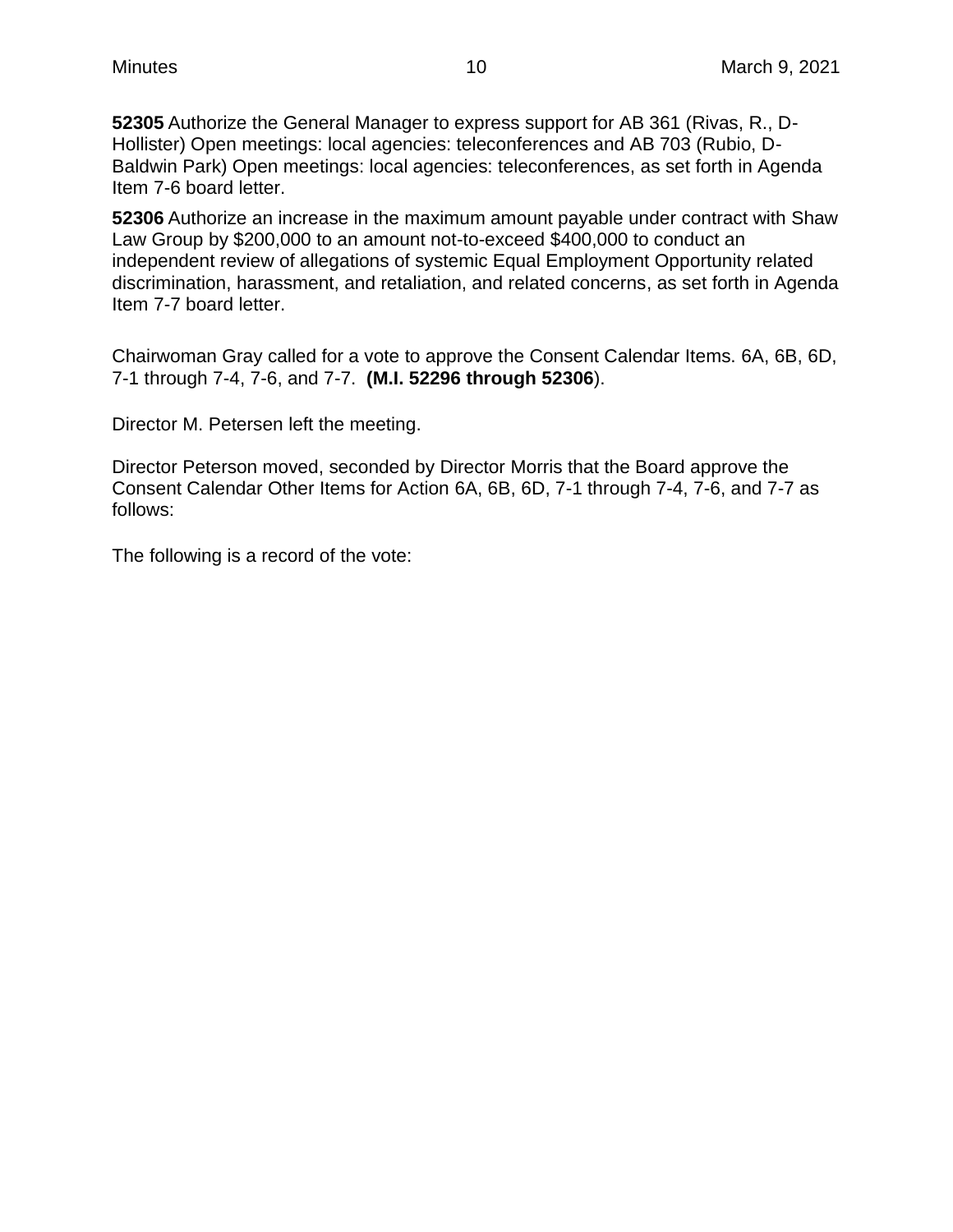**52305** Authorize the General Manager to express support for AB 361 (Rivas, R., D-Hollister) Open meetings: local agencies: teleconferences and AB 703 (Rubio, D-Baldwin Park) Open meetings: local agencies: teleconferences, as set forth in Agenda Item 7-6 board letter.

**52306** Authorize an increase in the maximum amount payable under contract with Shaw Law Group by $200,000 to an amount not-to-exceed $400,000 to conduct an independent review of allegations of systemic Equal Employment Opportunity related discrimination, harassment, and retaliation, and related concerns, as set forth in Agenda Item 7-7 board letter.

Chairwoman Gray called for a vote to approve the Consent Calendar Items. 6A, 6B, 6D, 7-1 through 7-4, 7-6, and 7-7. **(M.I. 52296 through 52306**).

Director M. Petersen left the meeting.

Director Peterson moved, seconded by Director Morris that the Board approve the Consent Calendar Other Items for Action 6A, 6B, 6D, 7-1 through 7-4, 7-6, and 7-7 as follows:

The following is a record of the vote: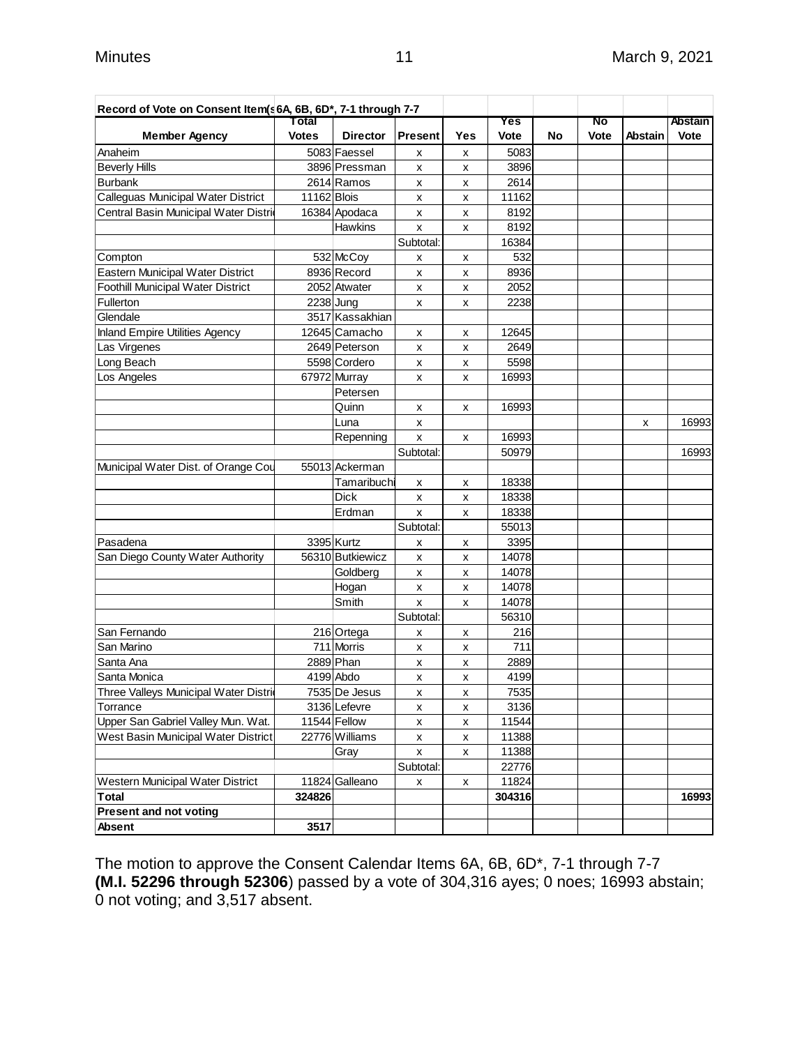| Record of Vote on Consent Item(s 6A, 6B, 6D*, 7-1 through 7-7 | | | | | | | | | |
|---|---|---|---|---|---|---|---|---|---|
| **Member Agency** | **Total Votes** | **Director** | **Present** | **Yes** | **Yes Vote** | **No** | **No Vote** | **Abstain** | **Abstain Vote** |
| Anaheim | 5083 | Faessel | x | x | 5083 | | | | |
| Beverly Hills | 3896 | Pressman | x | x | 3896 | | | | |
| Burbank | 2614 | Ramos | x | x | 2614 | | | | |
| Calleguas Municipal Water District | 11162 | Blois | x | x | 11162 | | | | |
| Central Basin Municipal Water Distri | 16384 | Apodaca | x | x | 8192 | | | | |
| | | Hawkins | x | x | 8192 | | | | |
| | | | Subtotal: | | 16384 | | | | |
| Compton | 532 | McCoy | x | x | 532 | | | | |
| Eastern Municipal Water District | 8936 | Record | x | x | 8936 | | | | |
| Foothill Municipal Water District | 2052 | Atwater | x | x | 2052 | | | | |
| Fullerton | 2238 | Jung | x | x | 2238 | | | | |
| Glendale | 3517 | Kassakhian | | | | | | | |
| Inland Empire Utilities Agency | 12645 | Camacho | x | x | 12645 | | | | |
| Las Virgenes | 2649 | Peterson | x | x | 2649 | | | | |
| Long Beach | 5598 | Cordero | x | x | 5598 | | | | |
| Los Angeles | 67972 | Murray | x | x | 16993 | | | | |
| | | Petersen | | | | | | | |
| | | Quinn | x | x | 16993 | | | | |
| | | Luna | x | | | | | x | 16993 |
| | | Repenning | x | x | 16993 | | | | |
| | | | Subtotal: | | 50979 | | | | 16993 |
| Municipal Water Dist. of Orange Cou | 55013 | Ackerman | | | | | | | |
| | | Tamaribuchi | x | x | 18338 | | | | |
| | | Dick | x | x | 18338 | | | | |
| | | Erdman | x | x | 18338 | | | | |
| | | | Subtotal: | | 55013 | | | | |
| Pasadena | 3395 | Kurtz | x | x | 3395 | | | | |
| San Diego County Water Authority | 56310 | Butkiewicz | x | x | 14078 | | | | |
| | | Goldberg | x | x | 14078 | | | | |
| | | Hogan | x | x | 14078 | | | | |
| | | Smith | x | x | 14078 | | | | |
| | | | Subtotal: | | 56310 | | | | |
| San Fernando | 216 | Ortega | x | x | 216 | | | | |
| San Marino | 711 | Morris | x | x | 711 | | | | |
| Santa Ana | 2889 | Phan | x | x | 2889 | | | | |
| Santa Monica | 4199 | Abdo | x | x | 4199 | | | | |
| Three Valleys Municipal Water Distri | 7535 | De Jesus | x | x | 7535 | | | | |
| Torrance | 3136 | Lefevre | x | x | 3136 | | | | |
| Upper San Gabriel Valley Mun. Wat. | 11544 | Fellow | x | x | 11544 | | | | |
| West Basin Municipal Water District | 22776 | Williams | x | x | 11388 | | | | |
| | | Gray | x | x | 11388 | | | | |
| | | | Subtotal: | | 22776 | | | | |
| Western Municipal Water District | 11824 | Galleano | x | x | 11824 | | | | |
| **Total** | **324826** | | | | **304316** | | | | **16993** |
| **Present and not voting** | | | | | | | | | |
| **Absent** | **3517** | | | | | | | | |

The motion to approve the Consent Calendar Items 6A, 6B, 6D*, 7-1 through 7-7 **(M.I. 52296 through 52306**) passed by a vote of 304,316 ayes; 0 noes; 16993 abstain; 0 not voting; and 3,517 absent.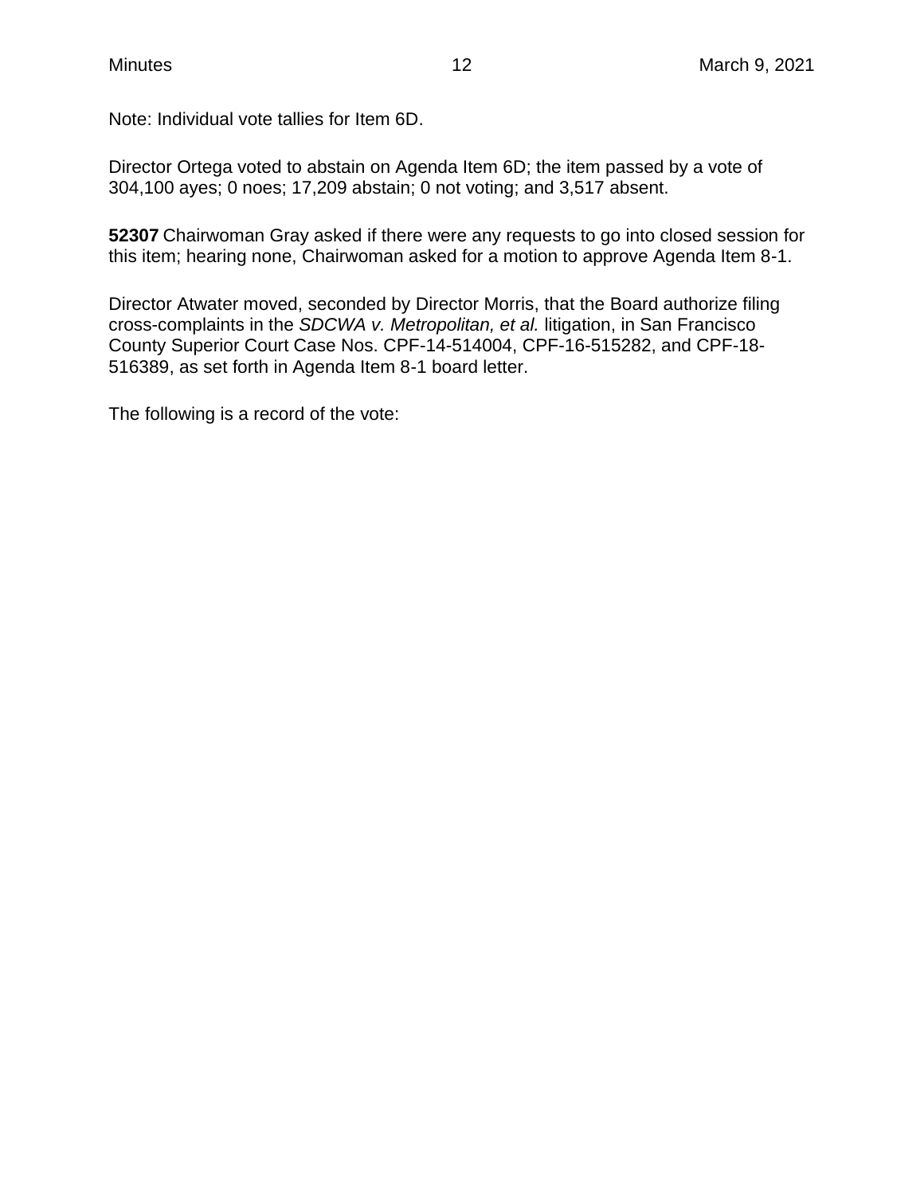Note: Individual vote tallies for Item 6D.

Director Ortega voted to abstain on Agenda Item 6D; the item passed by a vote of 304,100 ayes; 0 noes; 17,209 abstain; 0 not voting; and 3,517 absent.

**52307** Chairwoman Gray asked if there were any requests to go into closed session for this item; hearing none, Chairwoman asked for a motion to approve Agenda Item 8-1.

Director Atwater moved, seconded by Director Morris, that the Board authorize filing cross-complaints in the *SDCWA v. Metropolitan, et al.* litigation, in San Francisco County Superior Court Case Nos. CPF-14-514004, CPF-16-515282, and CPF-18-516389, as set forth in Agenda Item 8-1 board letter.

The following is a record of the vote: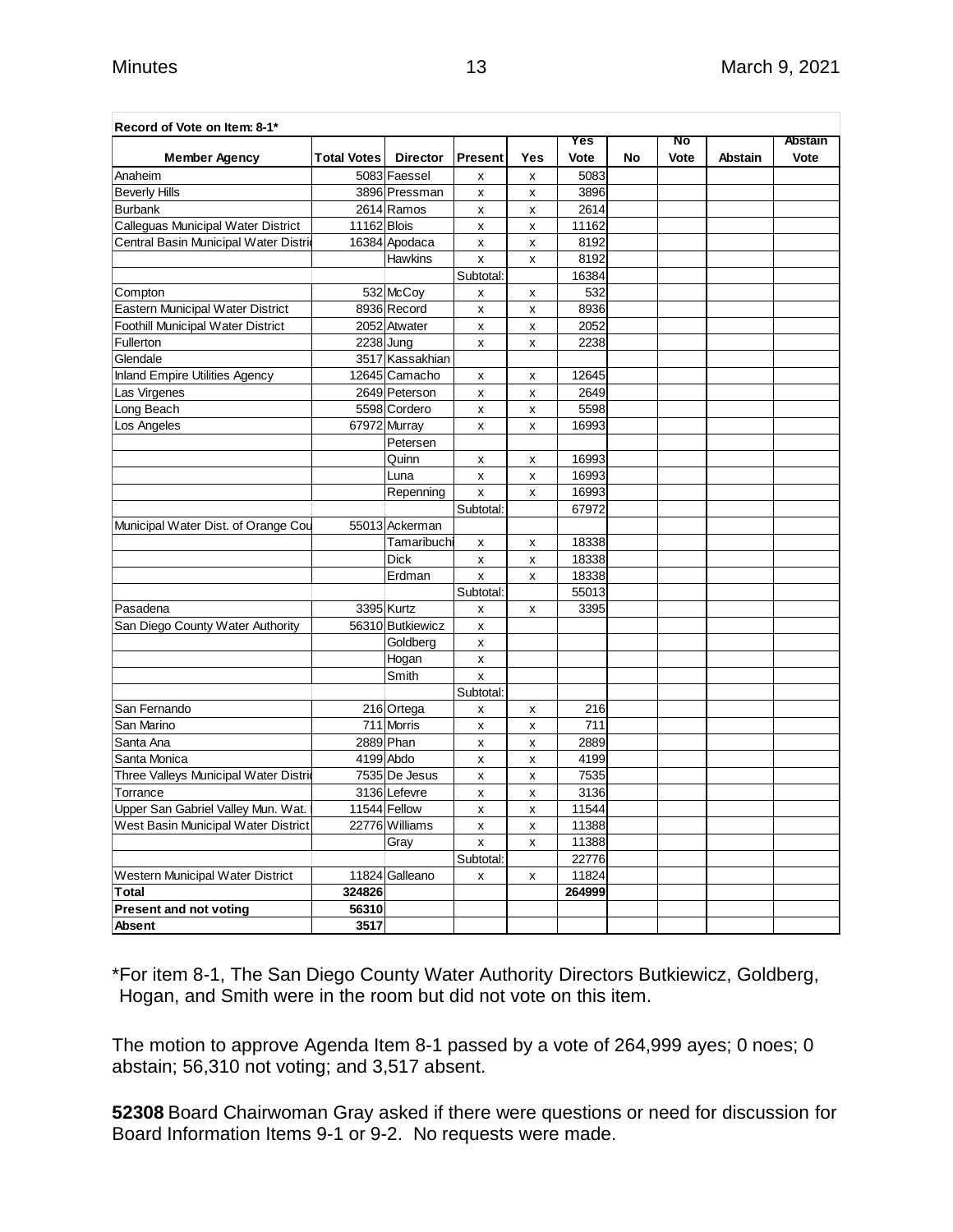**Record of Vote on Item: 8-1***

| Member Agency | Total Votes | Director | Present | Yes | Yes Vote | No | No Vote | Abstain | Abstain Vote |
|---|---|---|---|---|---|---|---|---|---|
| Anaheim | 5083 | Faessel | x | x | 5083 | | | | |
| Beverly Hills | 3896 | Pressman | x | x | 3896 | | | | |
| Burbank | 2614 | Ramos | x | x | 2614 | | | | |
| Calleguas Municipal Water District | 11162 | Blois | x | x | 11162 | | | | |
| Central Basin Municipal Water Distri | 16384 | Apodaca | x | x | 8192 | | | | |
| | | Hawkins | x | x | 8192 | | | | |
| | | | Subtotal: | | 16384 | | | | |
| Compton | 532 | McCoy | x | x | 532 | | | | |
| Eastern Municipal Water District | 8936 | Record | x | x | 8936 | | | | |
| Foothill Municipal Water District | 2052 | Atwater | x | x | 2052 | | | | |
| Fullerton | 2238 | Jung | x | x | 2238 | | | | |
| Glendale | 3517 | Kassakhian | | | | | | | |
| Inland Empire Utilities Agency | 12645 | Camacho | x | x | 12645 | | | | |
| Las Virgenes | 2649 | Peterson | x | x | 2649 | | | | |
| Long Beach | 5598 | Cordero | x | x | 5598 | | | | |
| Los Angeles | 67972 | Murray | x | x | 16993 | | | | |
| | | Petersen | | | | | | | |
| | | Quinn | x | x | 16993 | | | | |
| | | Luna | x | x | 16993 | | | | |
| | | Repenning | x | x | 16993 | | | | |
| | | | Subtotal: | | 67972 | | | | |
| Municipal Water Dist. of Orange Cou | 55013 | Ackerman | | | | | | | |
| | | Tamaribuchi | x | x | 18338 | | | | |
| | | Dick | x | x | 18338 | | | | |
| | | Erdman | x | x | 18338 | | | | |
| | | | Subtotal: | | 55013 | | | | |
| Pasadena | 3395 | Kurtz | x | x | 3395 | | | | |
| San Diego County Water Authority | 56310 | Butkiewicz | x | | | | | | |
| | | Goldberg | x | | | | | | |
| | | Hogan | x | | | | | | |
| | | Smith | x | | | | | | |
| | | | Subtotal: | | | | | | |
| San Fernando | 216 | Ortega | x | x | 216 | | | | |
| San Marino | 711 | Morris | x | x | 711 | | | | |
| Santa Ana | 2889 | Phan | x | x | 2889 | | | | |
| Santa Monica | 4199 | Abdo | x | x | 4199 | | | | |
| Three Valleys Municipal Water Distri | 7535 | De Jesus | x | x | 7535 | | | | |
| Torrance | 3136 | Lefevre | x | x | 3136 | | | | |
| Upper San Gabriel Valley Mun. Wat. | 11544 | Fellow | x | x | 11544 | | | | |
| West Basin Municipal Water District | 22776 | Williams | x | x | 11388 | | | | |
| | | Gray | x | x | 11388 | | | | |
| | | | Subtotal: | | 22776 | | | | |
| Western Municipal Water District | 11824 | Galleano | x | x | 11824 | | | | |
| **Total** | **324826** | | | | **264999** | | | | |
| **Present and not voting** | **56310** | | | | | | | | |
| **Absent** | **3517** | | | | | | | | |

*For item 8-1, The San Diego County Water Authority Directors Butkiewicz, Goldberg, Hogan, and Smith were in the room but did not vote on this item.

The motion to approve Agenda Item 8-1 passed by a vote of 264,999 ayes; 0 noes; 0 abstain; 56,310 not voting; and 3,517 absent.

**52308** Board Chairwoman Gray asked if there were questions or need for discussion for Board Information Items 9-1 or 9-2. No requests were made.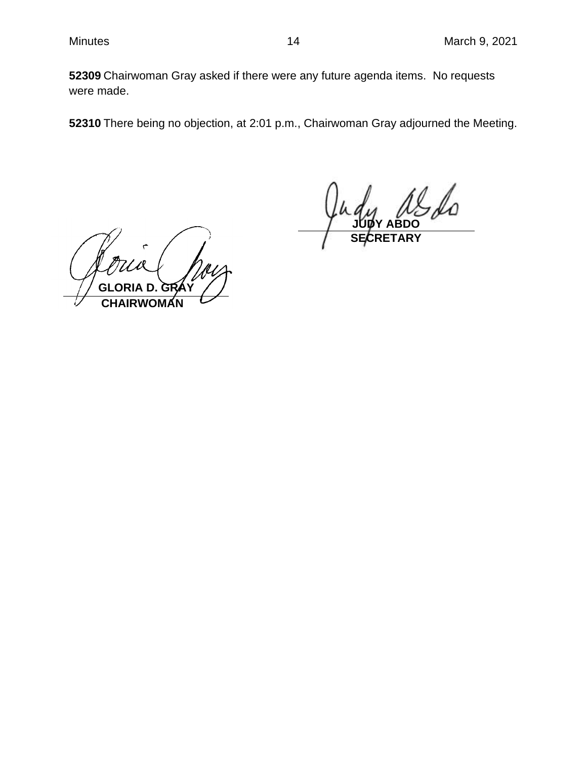**52309** Chairwoman Gray asked if there were any future agenda items. No requests were made.

**52310** There being no objection, at 2:01 p.m., Chairwoman Gray adjourned the Meeting.

**JUDY ABDO**
**SECRETARY**

**GLORIA D. GRAY**
**CHAIRWOMAN**